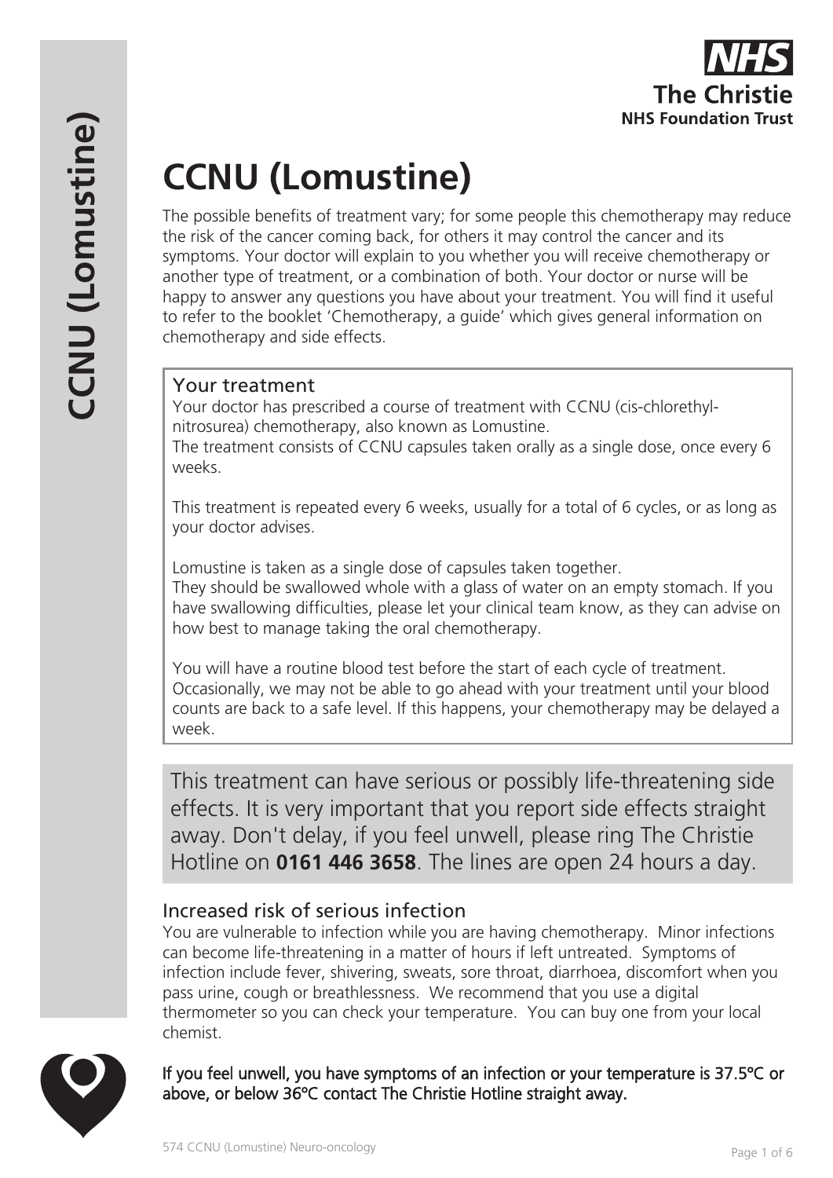# CCNU (Lomustine)

The possible benefits of treatment vary; for some people this chemotherapy may reduce the risk of the cancer coming back, for others it may control the cancer and its symptoms. Your doctor will explain to you whether you will receive chemotherapy or another type of treatment, or a combination of both. Your doctor or nurse will be happy to answer any questions you have about your treatment. You will find it useful to refer to the booklet 'Chemotherapy, a guide' which gives general information on chemotherapy and side effects.

## Your treatment

Your doctor has prescribed a course of treatment with CCNU (cis-chlorethyl-nitrosurea) chemotherapy, also known as Lomustine.
The treatment consists of CCNU capsules taken orally as a single dose, once every 6 weeks.

This treatment is repeated every 6 weeks, usually for a total of 6 cycles, or as long as your doctor advises.

Lomustine is taken as a single dose of capsules taken together.
They should be swallowed whole with a glass of water on an empty stomach. If you have swallowing difficulties, please let your clinical team know, as they can advise on how best to manage taking the oral chemotherapy.

You will have a routine blood test before the start of each cycle of treatment. Occasionally, we may not be able to go ahead with your treatment until your blood counts are back to a safe level. If this happens, your chemotherapy may be delayed a week.

This treatment can have serious or possibly life-threatening side effects. It is very important that you report side effects straight away. Don't delay, if you feel unwell, please ring The Christie Hotline on **0161 446 3658**. The lines are open 24 hours a day.

## Increased risk of serious infection

You are vulnerable to infection while you are having chemotherapy. Minor infections can become life-threatening in a matter of hours if left untreated. Symptoms of infection include fever, shivering, sweats, sore throat, diarrhoea, discomfort when you pass urine, cough or breathlessness. We recommend that you use a digital thermometer so you can check your temperature. You can buy one from your local chemist.

**If you feel unwell, you have symptoms of an infection or your temperature is 37.5°C or above, or below 36°C contact The Christie Hotline straight away.**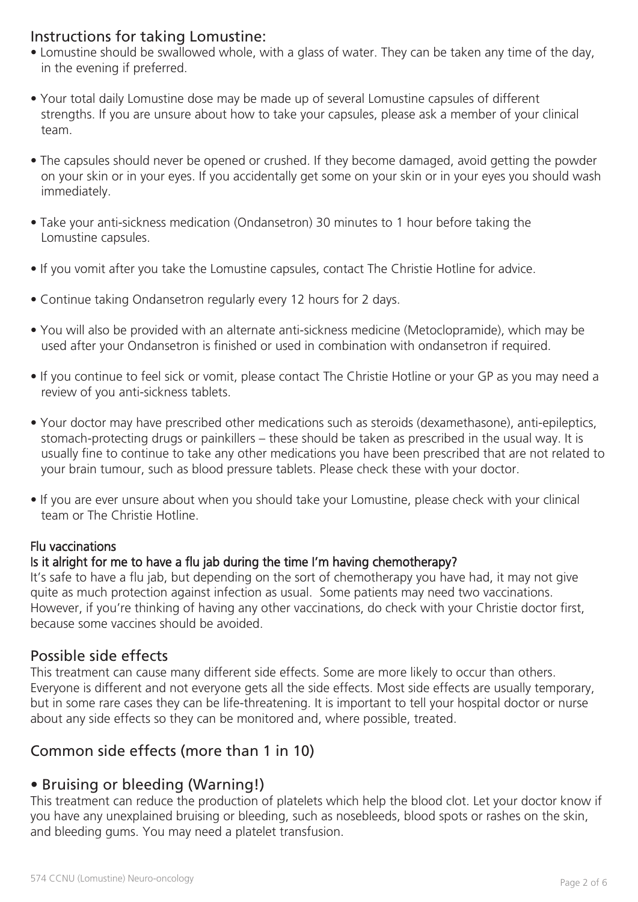## Instructions for taking Lomustine:

- Lomustine should be swallowed whole, with a glass of water. They can be taken any time of the day, in the evening if preferred.
- Your total daily Lomustine dose may be made up of several Lomustine capsules of different strengths. If you are unsure about how to take your capsules, please ask a member of your clinical team.
- The capsules should never be opened or crushed. If they become damaged, avoid getting the powder on your skin or in your eyes. If you accidentally get some on your skin or in your eyes you should wash immediately.
- Take your anti-sickness medication (Ondansetron) 30 minutes to 1 hour before taking the Lomustine capsules.
- If you vomit after you take the Lomustine capsules, contact The Christie Hotline for advice.
- Continue taking Ondansetron regularly every 12 hours for 2 days.
- You will also be provided with an alternate anti-sickness medicine (Metoclopramide), which may be used after your Ondansetron is finished or used in combination with ondansetron if required.
- If you continue to feel sick or vomit, please contact The Christie Hotline or your GP as you may need a review of you anti-sickness tablets.
- Your doctor may have prescribed other medications such as steroids (dexamethasone), anti-epileptics, stomach-protecting drugs or painkillers – these should be taken as prescribed in the usual way. It is usually fine to continue to take any other medications you have been prescribed that are not related to your brain tumour, such as blood pressure tablets. Please check these with your doctor.
- If you are ever unsure about when you should take your Lomustine, please check with your clinical team or The Christie Hotline.

### Flu vaccinations

**Is it alright for me to have a flu jab during the time I'm having chemotherapy?**

It's safe to have a flu jab, but depending on the sort of chemotherapy you have had, it may not give quite as much protection against infection as usual. Some patients may need two vaccinations. However, if you're thinking of having any other vaccinations, do check with your Christie doctor first, because some vaccines should be avoided.

## Possible side effects

This treatment can cause many different side effects. Some are more likely to occur than others. Everyone is different and not everyone gets all the side effects. Most side effects are usually temporary, but in some rare cases they can be life-threatening. It is important to tell your hospital doctor or nurse about any side effects so they can be monitored and, where possible, treated.

## Common side effects (more than 1 in 10)

### • Bruising or bleeding (Warning!)

This treatment can reduce the production of platelets which help the blood clot. Let your doctor know if you have any unexplained bruising or bleeding, such as nosebleeds, blood spots or rashes on the skin, and bleeding gums. You may need a platelet transfusion.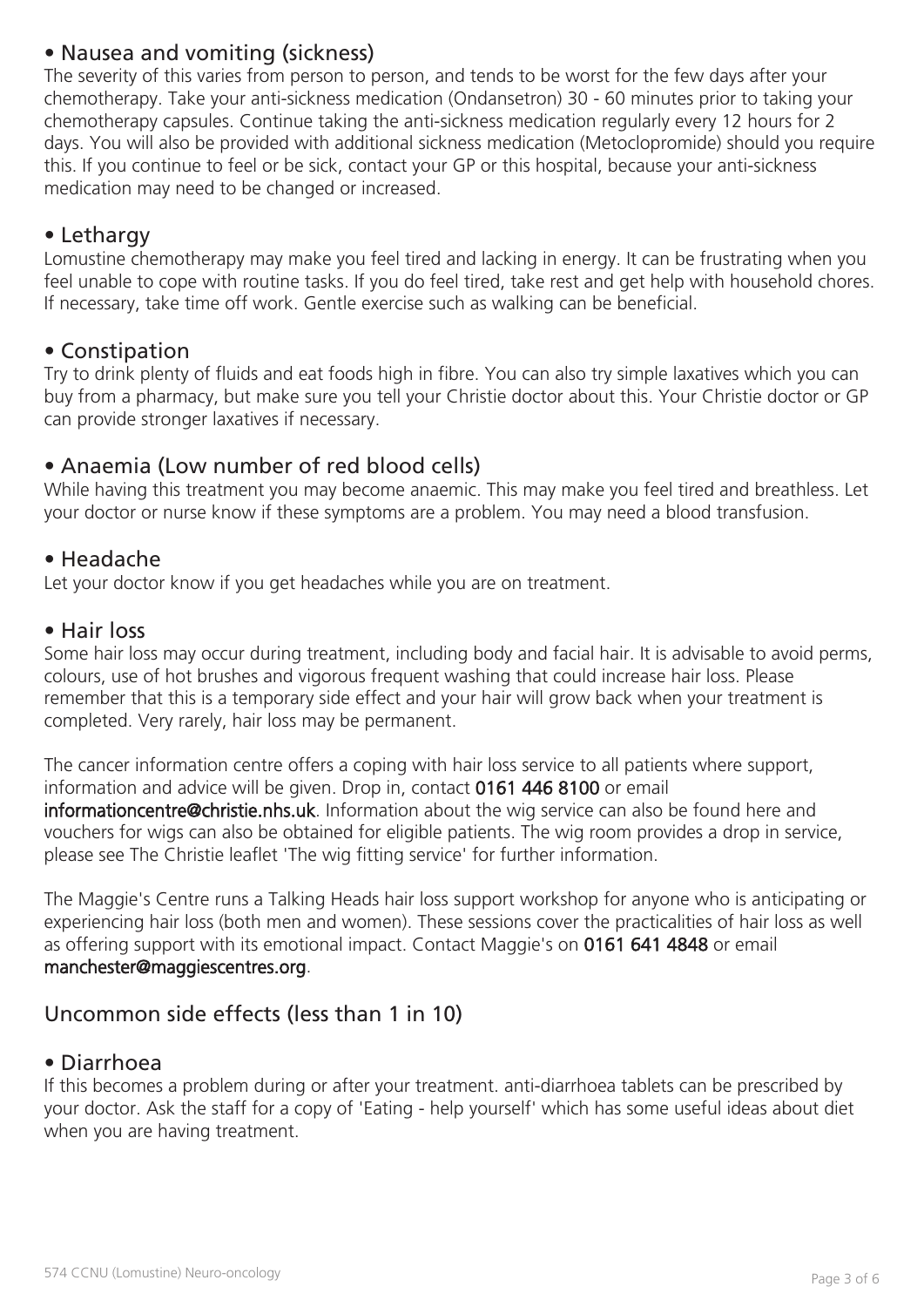## • Nausea and vomiting (sickness)

The severity of this varies from person to person, and tends to be worst for the few days after your chemotherapy. Take your anti-sickness medication (Ondansetron) 30 - 60 minutes prior to taking your chemotherapy capsules. Continue taking the anti-sickness medication regularly every 12 hours for 2 days. You will also be provided with additional sickness medication (Metoclopromide) should you require this. If you continue to feel or be sick, contact your GP or this hospital, because your anti-sickness medication may need to be changed or increased.

## • Lethargy

Lomustine chemotherapy may make you feel tired and lacking in energy. It can be frustrating when you feel unable to cope with routine tasks. If you do feel tired, take rest and get help with household chores. If necessary, take time off work. Gentle exercise such as walking can be beneficial.

## • Constipation

Try to drink plenty of fluids and eat foods high in fibre. You can also try simple laxatives which you can buy from a pharmacy, but make sure you tell your Christie doctor about this. Your Christie doctor or GP can provide stronger laxatives if necessary.

## • Anaemia (Low number of red blood cells)

While having this treatment you may become anaemic. This may make you feel tired and breathless. Let your doctor or nurse know if these symptoms are a problem. You may need a blood transfusion.

## • Headache

Let your doctor know if you get headaches while you are on treatment.

## • Hair loss

Some hair loss may occur during treatment, including body and facial hair. It is advisable to avoid perms, colours, use of hot brushes and vigorous frequent washing that could increase hair loss. Please remember that this is a temporary side effect and your hair will grow back when your treatment is completed. Very rarely, hair loss may be permanent.

The cancer information centre offers a coping with hair loss service to all patients where support, information and advice will be given. Drop in, contact **0161 446 8100** or email **informationcentre@christie.nhs.uk**. Information about the wig service can also be found here and vouchers for wigs can also be obtained for eligible patients. The wig room provides a drop in service, please see The Christie leaflet 'The wig fitting service' for further information.

The Maggie's Centre runs a Talking Heads hair loss support workshop for anyone who is anticipating or experiencing hair loss (both men and women). These sessions cover the practicalities of hair loss as well as offering support with its emotional impact. Contact Maggie's on **0161 641 4848** or email **manchester@maggiescentres.org**.

# Uncommon side effects (less than 1 in 10)

## • Diarrhoea

If this becomes a problem during or after your treatment. anti-diarrhoea tablets can be prescribed by your doctor. Ask the staff for a copy of 'Eating - help yourself' which has some useful ideas about diet when you are having treatment.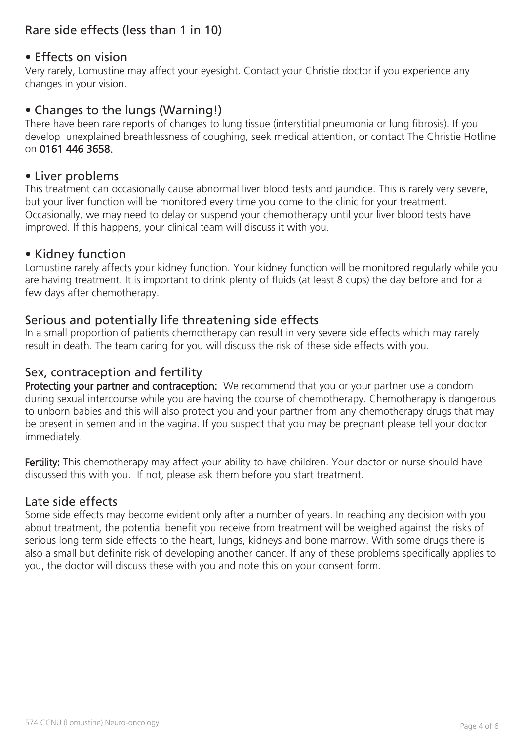## Rare side effects (less than 1 in 10)

### • Effects on vision

Very rarely, Lomustine may affect your eyesight. Contact your Christie doctor if you experience any changes in your vision.

### • Changes to the lungs (Warning!)

There have been rare reports of changes to lung tissue (interstitial pneumonia or lung fibrosis). If you develop unexplained breathlessness of coughing, seek medical attention, or contact The Christie Hotline on **0161 446 3658.**

### • Liver problems

This treatment can occasionally cause abnormal liver blood tests and jaundice. This is rarely very severe, but your liver function will be monitored every time you come to the clinic for your treatment. Occasionally, we may need to delay or suspend your chemotherapy until your liver blood tests have improved. If this happens, your clinical team will discuss it with you.

### • Kidney function

Lomustine rarely affects your kidney function. Your kidney function will be monitored regularly while you are having treatment. It is important to drink plenty of fluids (at least 8 cups) the day before and for a few days after chemotherapy.

## Serious and potentially life threatening side effects

In a small proportion of patients chemotherapy can result in very severe side effects which may rarely result in death. The team caring for you will discuss the risk of these side effects with you.

## Sex, contraception and fertility

**Protecting your partner and contraception:** We recommend that you or your partner use a condom during sexual intercourse while you are having the course of chemotherapy. Chemotherapy is dangerous to unborn babies and this will also protect you and your partner from any chemotherapy drugs that may be present in semen and in the vagina. If you suspect that you may be pregnant please tell your doctor immediately.

**Fertility:** This chemotherapy may affect your ability to have children. Your doctor or nurse should have discussed this with you. If not, please ask them before you start treatment.

## Late side effects

Some side effects may become evident only after a number of years. In reaching any decision with you about treatment, the potential benefit you receive from treatment will be weighed against the risks of serious long term side effects to the heart, lungs, kidneys and bone marrow. With some drugs there is also a small but definite risk of developing another cancer. If any of these problems specifically applies to you, the doctor will discuss these with you and note this on your consent form.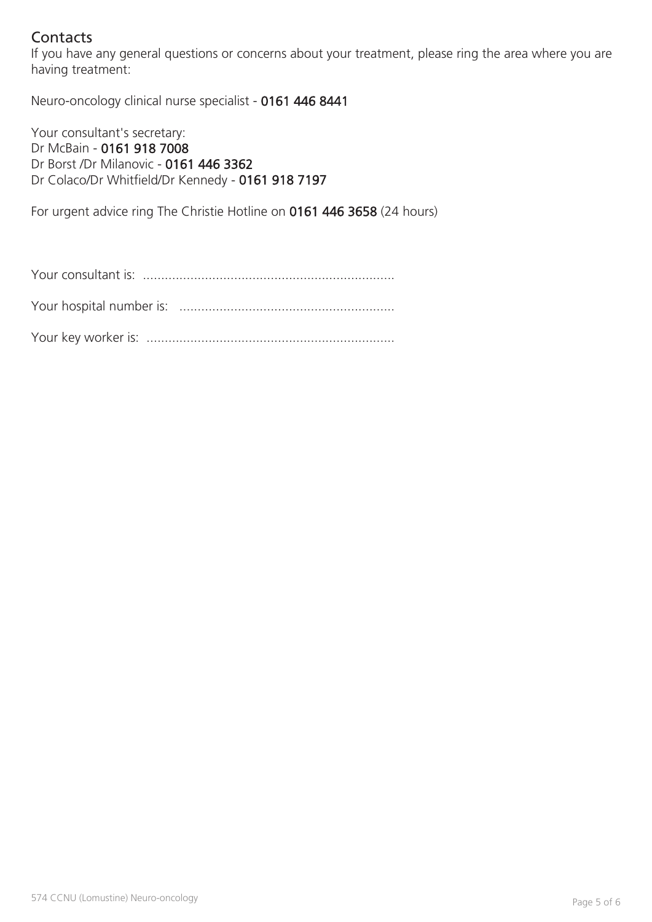## Contacts

If you have any general questions or concerns about your treatment, please ring the area where you are having treatment:

Neuro-oncology clinical nurse specialist - **0161 446 8441**

Your consultant's secretary:
Dr McBain - **0161 918 7008**
Dr Borst /Dr Milanovic - **0161 446 3362**
Dr Colaco/Dr Whitfield/Dr Kennedy - **0161 918 7197**

For urgent advice ring The Christie Hotline on **0161 446 3658** (24 hours)

Your consultant is: ....................................................................

Your hospital number is: ..........................................................

Your key worker is: ...................................................................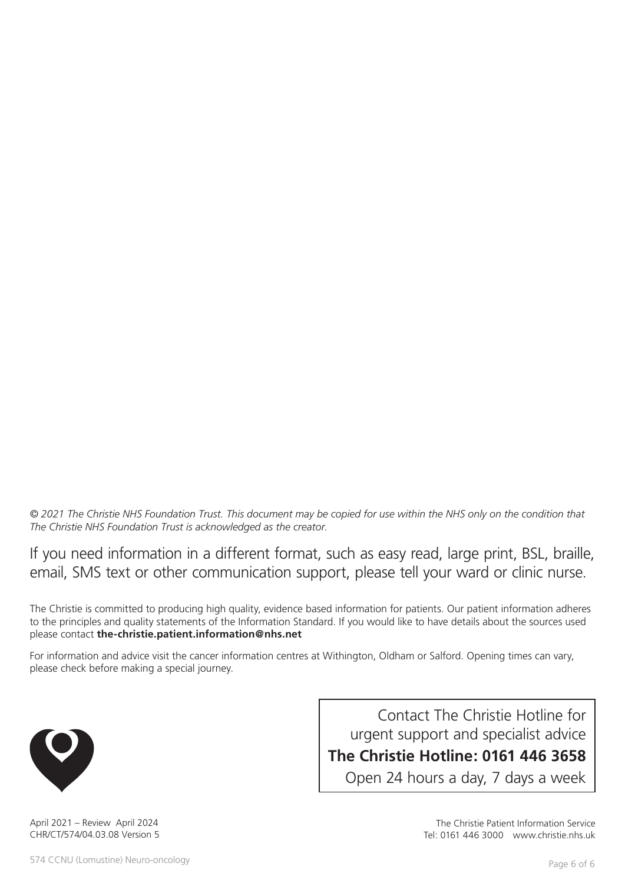*© 2021 The Christie NHS Foundation Trust. This document may be copied for use within the NHS only on the condition that The Christie NHS Foundation Trust is acknowledged as the creator.*

If you need information in a different format, such as easy read, large print, BSL, braille, email, SMS text or other communication support, please tell your ward or clinic nurse.

The Christie is committed to producing high quality, evidence based information for patients. Our patient information adheres to the principles and quality statements of the Information Standard. If you would like to have details about the sources used please contact **the-christie.patient.information@nhs.net**

For information and advice visit the cancer information centres at Withington, Oldham or Salford. Opening times can vary, please check before making a special journey.

Contact The Christie Hotline for urgent support and specialist advice

**The Christie Hotline: 0161 446 3658**

Open 24 hours a day, 7 days a week

April 2021 – Review April 2024
CHR/CT/574/04.03.08 Version 5

The Christie Patient Information Service
Tel: 0161 446 3000 www.christie.nhs.uk

574 CCNU (Lomustine) Neuro-oncology